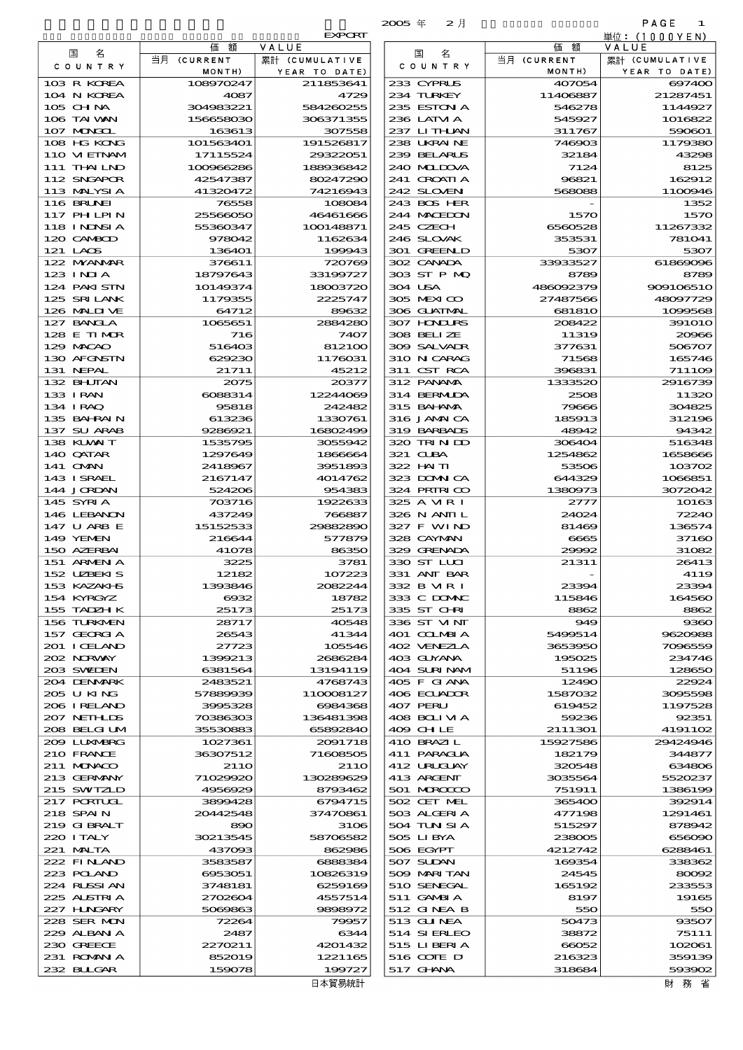2005 年 2 月

EXPORT

単位：(1000YEN)

| 国 名 COUNTRY | 価額 VALUE 当月 (CURRENT MONTH) | 累計 (CUMULATIVE YEAR TO DATE) | 国 名 COUNTRY | 価額 VALUE 当月 (CURRENT MONTH) | 累計 (CUMULATIVE YEAR TO DATE) |
|---|---|---|---|---|---|
| 103 R KOREA | 108970247 | 211853641 | 233 CYPRUS | 407054 | 697400 |
| 104 N KOREA | 4087 | 4729 | 234 TURKEY | 11406887 | 21287451 |
| 105 CHINA | 304983221 | 584260255 | 235 ESTONIA | 546278 | 1144927 |
| 106 TAIWAN | 156658030 | 306371355 | 236 LATVIA | 545927 | 1016822 |
| 107 MONGOL | 163613 | 307558 | 237 LITHUAN | 311767 | 590601 |
| 108 HG KONG | 101563401 | 191526817 | 238 UKRAINE | 746903 | 1179380 |
| 110 VIETNAM | 17115524 | 29322051 | 239 BELARUS | 32184 | 43298 |
| 111 THAILND | 100966286 | 188936842 | 240 MOLDOVA | 7124 | 8125 |
| 112 SNGAPOR | 42547387 | 80247290 | 241 CROATIA | 96821 | 162912 |
| 113 MALYSIA | 41320472 | 74216943 | 242 SLOVEN | 568088 | 1100946 |
| 116 BRUNEI | 76558 | 108084 | 243 BOS HER | - | 1352 |
| 117 PHILPIN | 25566050 | 46461666 | 244 MACEDON | 1570 | 1570 |
| 118 INDNSIA | 55360347 | 100148871 | 245 CZECH | 6560528 | 11267332 |
| 120 CAMBOD | 978042 | 1162634 | 246 SLOVAK | 353531 | 781041 |
| 121 LAOS | 136401 | 199943 | 301 GREENLD | 5307 | 5307 |
| 122 MYANMAR | 376611 | 720769 | 302 CANADA | 33933527 | 61869096 |
| 123 INDIA | 18797643 | 33199727 | 303 ST P MQ | 8789 | 8789 |
| 124 PAKISTN | 10149374 | 18003720 | 304 USA | 486092379 | 909106510 |
| 125 SRILANK | 1179355 | 2225747 | 305 MEXICO | 27487566 | 48097729 |
| 126 MALDIVE | 64712 | 89632 | 306 GUATMAL | 681810 | 1099568 |
| 127 BANGLA | 1065651 | 2884280 | 307 HONDURS | 208422 | 391010 |
| 128 E TIMOR | 716 | 7407 | 308 BELIZE | 11319 | 20966 |
| 129 MACAO | 516403 | 812100 | 309 SALVADR | 377631 | 506707 |
| 130 AFGNSTN | 629230 | 1176031 | 310 NICARAG | 71568 | 165746 |
| 131 NEPAL | 21711 | 45212 | 311 CST RCA | 396831 | 711109 |
| 132 BHUTAN | 2075 | 20377 | 312 PANAMA | 1333520 | 2916739 |
| 133 IRAN | 6088314 | 12244069 | 314 BERMUDA | 2508 | 11320 |
| 134 IRAQ | 95818 | 242482 | 315 BAHAMA | 79666 | 304825 |
| 135 BAHRAIN | 613236 | 1330761 | 316 JAMAICA | 185913 | 312196 |
| 137 SU ARAB | 9286921 | 16802499 | 319 BARBADS | 48942 | 94342 |
| 138 KUWAIT | 1535795 | 3055942 | 320 TRINIDD | 306404 | 516348 |
| 140 QATAR | 1297649 | 1866664 | 321 CUBA | 1254862 | 1658666 |
| 141 OMAN | 2418967 | 3951893 | 322 HAITI | 53506 | 103702 |
| 143 ISRAEL | 2167147 | 4014762 | 323 DOMNICA | 644329 | 1066851 |
| 144 JORDAN | 524206 | 954383 | 324 PRTRICO | 1380973 | 3072042 |
| 145 SYRIA | 703716 | 1922633 | 325 A VIR I | 2777 | 10163 |
| 146 LEBANON | 437249 | 766887 | 326 N ANTIL | 24024 | 72240 |
| 147 U ARB E | 15152533 | 29882890 | 327 F WIND | 81469 | 136574 |
| 149 YEMEN | 216644 | 577879 | 328 CAYMAN | 6665 | 37160 |
| 150 AZERBAI | 41078 | 86350 | 329 GRENADA | 29992 | 31082 |
| 151 ARMENIA | 3225 | 3781 | 330 ST LUCI | 21311 | 26413 |
| 152 UZBEKIS | 12182 | 107223 | 331 ANT BAR | - | 4119 |
| 153 KAZAKHS | 1393846 | 2082244 | 332 B VIR I | 23394 | 23394 |
| 154 KYRGYZ | 6932 | 18782 | 333 C DOMNC | 115846 | 164560 |
| 155 TADZHIK | 25173 | 25173 | 335 ST CHRI | 8862 | 8862 |
| 156 TURKMEN | 28717 | 40548 | 336 ST VINT | 949 | 9360 |
| 157 GEORGIA | 26543 | 41344 | 401 COLMBIA | 5499514 | 9620988 |
| 201 ICELAND | 27723 | 105546 | 402 VENEZLA | 3653950 | 7096559 |
| 202 NORWAY | 1399213 | 2686284 | 403 GUYANA | 195025 | 234746 |
| 203 SWEDEN | 6381564 | 13194119 | 404 SURINAM | 51196 | 128650 |
| 204 DENMARK | 2483521 | 4768743 | 405 F GIANA | 12490 | 22924 |
| 205 U KING | 57889939 | 110008127 | 406 ECUADOR | 1587032 | 3095598 |
| 206 IRELAND | 3995328 | 6984368 | 407 PERU | 619452 | 1197528 |
| 207 NETHLDS | 70386303 | 136481398 | 408 BOLIVIA | 59236 | 92351 |
| 208 BELGIUM | 35530883 | 65892840 | 409 CHILE | 2111301 | 4191102 |
| 209 LUXMBRG | 1027361 | 2091718 | 410 BRAZIL | 15927586 | 29424946 |
| 210 FRANCE | 36307512 | 71608505 | 411 PARAGUA | 182179 | 344877 |
| 211 MONACO | 2110 | 2110 | 412 URUGUAY | 320548 | 634806 |
| 213 GERMANY | 71029920 | 130289629 | 413 ARGENT | 3035564 | 5520237 |
| 215 SWITZLD | 4956929 | 8793462 | 501 MOROCCO | 751911 | 1386199 |
| 217 PORTUGL | 3899428 | 6794715 | 502 CET MEL | 365400 | 392914 |
| 218 SPAIN | 20442548 | 37470861 | 503 ALGERIA | 477198 | 1291461 |
| 219 GIBRALT | 890 | 3106 | 504 TUNISIA | 515297 | 878942 |
| 220 ITALY | 30213545 | 58706582 | 505 LIBYA | 238005 | 656090 |
| 221 MALTA | 437093 | 862986 | 506 EGYPT | 4212742 | 6288461 |
| 222 FINLAND | 3583587 | 6888384 | 507 SUDAN | 169354 | 338362 |
| 223 POLAND | 6953051 | 10826319 | 509 MARITAN | 24545 | 80092 |
| 224 RUSSIAN | 3748181 | 6259169 | 510 SENEGAL | 165192 | 233553 |
| 225 AUSTRIA | 2702604 | 4557514 | 511 GAMBIA | 8197 | 19165 |
| 227 HUNGARY | 5069863 | 9898972 | 512 GINEA B | 550 | 550 |
| 228 SER MON | 72264 | 79957 | 513 GUINEA | 50473 | 93507 |
| 229 ALBANIA | 2487 | 6344 | 514 SIERLEO | 38872 | 75111 |
| 230 GREECE | 2270211 | 4201432 | 515 LIBERIA | 66052 | 102061 |
| 231 ROMANIA | 852019 | 1221165 | 516 COTE D | 216323 | 359139 |
| 232 BULGAR | 159078 | 199727 | 517 GHANA | 318684 | 593902 |

日本貿易統計　　財務省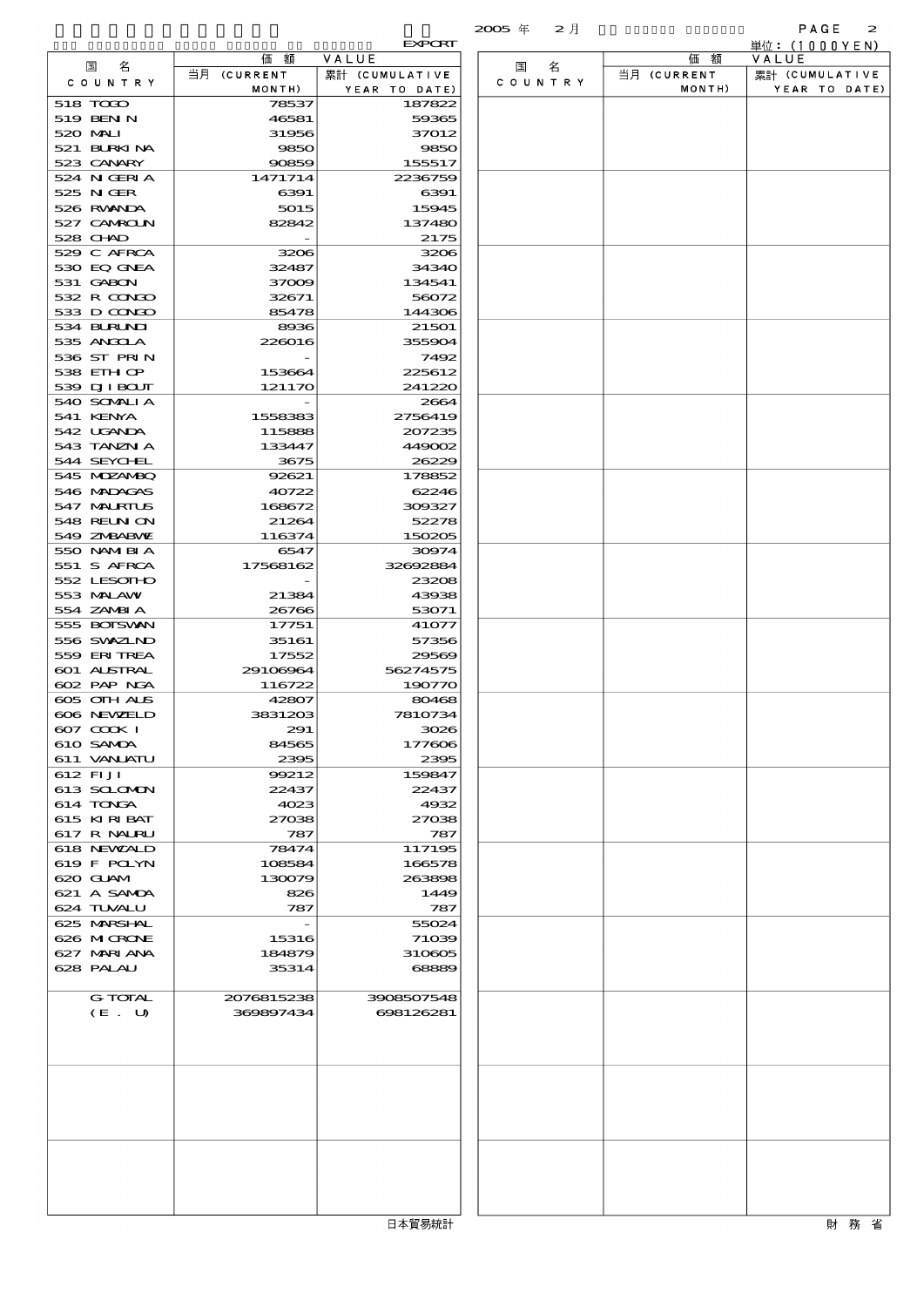EXPORT

2005 年 2 月

単位：(1000YEN)

| 国 名 COUNTRY | 価 額 VALUE 当月 (CURRENT MONTH) | 累計 (CUMULATIVE YEAR TO DATE) |
|---|---|---|
| 518 TOGO | 78537 | 187822 |
| 519 BENIN | 46581 | 59365 |
| 520 MALI | 31956 | 37012 |
| 521 BURKINA | 9850 | 9850 |
| 523 CANARY | 90859 | 155517 |
| 524 NIGERIA | 1471714 | 2236759 |
| 525 NIGER | 6391 | 6391 |
| 526 RWANDA | 5015 | 15945 |
| 527 CAMROUN | 82842 | 137480 |
| 528 CHAD | - | 2175 |
| 529 C AFRCA | 3206 | 3206 |
| 530 EQ GNEA | 32487 | 34340 |
| 531 GABON | 37009 | 134541 |
| 532 R CONGO | 32671 | 56072 |
| 533 D CONGO | 85478 | 144306 |
| 534 BURUNDI | 8936 | 21501 |
| 535 ANGOLA | 226016 | 355904 |
| 536 ST PRIN | - | 7492 |
| 538 ETHIOP | 153664 | 225612 |
| 539 DJIBOUT | 121170 | 241220 |
| 540 SOMALIA | - | 2664 |
| 541 KENYA | 1558383 | 2756419 |
| 542 UGANDA | 115888 | 207235 |
| 543 TANZNIA | 133447 | 449002 |
| 544 SEYCHEL | 3675 | 26229 |
| 545 MOZAMBQ | 92621 | 178852 |
| 546 MADAGAS | 40722 | 62246 |
| 547 MAURTUS | 168672 | 309327 |
| 548 REUNION | 21264 | 52278 |
| 549 ZMBABWE | 116374 | 150205 |
| 550 NAMIBIA | 6547 | 30974 |
| 551 S AFRCA | 17568162 | 32692884 |
| 552 LESOTHO | - | 23208 |
| 553 MALAWI | 21384 | 43938 |
| 554 ZAMBIA | 26766 | 53071 |
| 555 BOTSWAN | 17751 | 41077 |
| 556 SWAZLND | 35161 | 57356 |
| 559 ERITREA | 17552 | 29569 |
| 601 AUSTRAL | 29106964 | 56274575 |
| 602 PAP NGA | 116722 | 190770 |
| 605 OTH AUS | 42807 | 80468 |
| 606 NEWZELD | 3831203 | 7810734 |
| 607 COOK I | 291 | 3026 |
| 610 SAMOA | 84565 | 177606 |
| 611 VANUATU | 2395 | 2395 |
| 612 FIJI | 99212 | 159847 |
| 613 SOLOMON | 22437 | 22437 |
| 614 TONGA | 4023 | 4932 |
| 615 KIRIBAT | 27038 | 27038 |
| 617 R NAURU | 787 | 787 |
| 618 NEWCALD | 78474 | 117195 |
| 619 F POLYN | 108584 | 166578 |
| 620 GUAM | 130079 | 263898 |
| 621 A SAMOA | 826 | 1449 |
| 624 TUVALU | 787 | 787 |
| 625 MARSHAL | - | 55024 |
| 626 MICRONE | 15316 | 71039 |
| 627 MARIANA | 184879 | 310605 |
| 628 PALAU | 35314 | 68889 |
| G TOTAL | 2076815238 | 3908507548 |
| (E. U) | 369897434 | 698126281 |

日本貿易統計

財 務 省